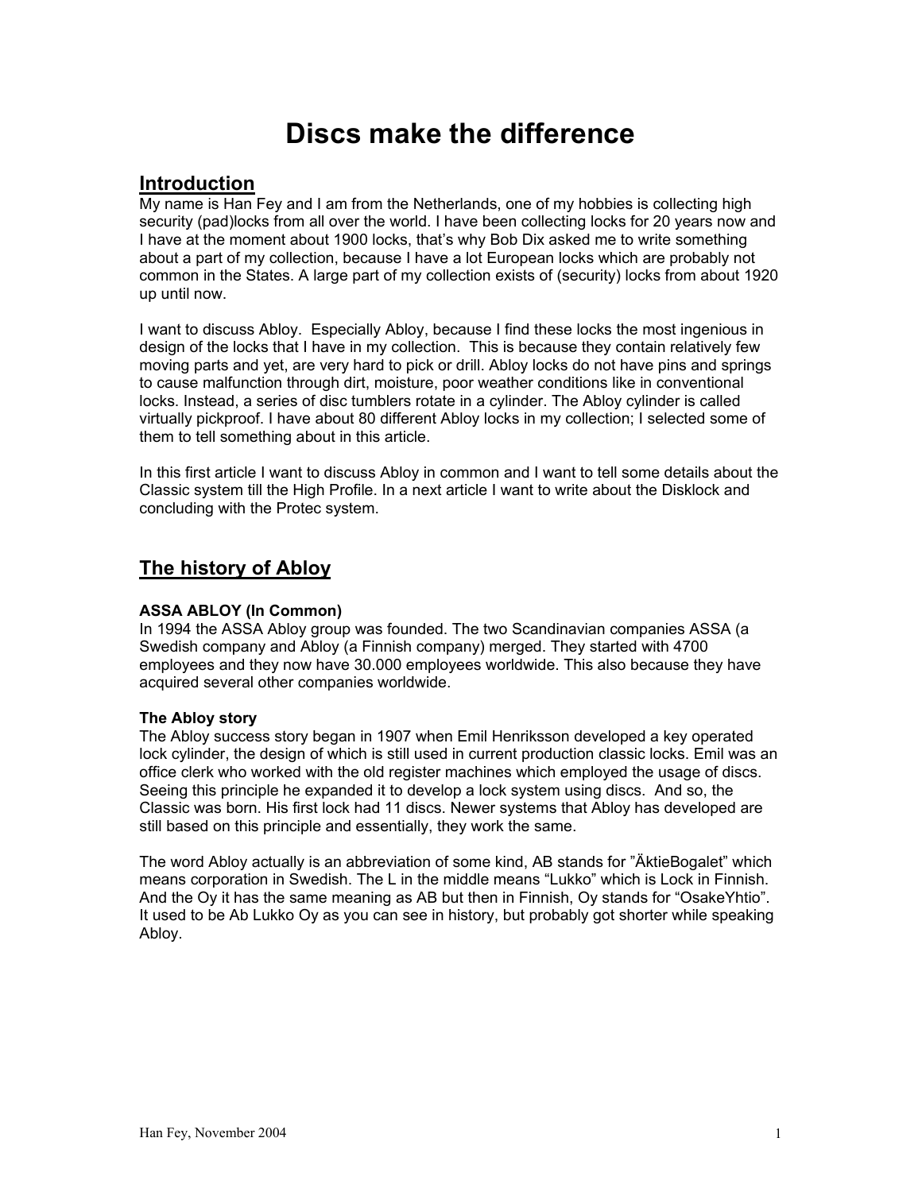# Discs make the difference

## Introduction

My name is Han Fey and I am from the Netherlands, one of my hobbies is collecting high security (pad)locks from all over the world. I have been collecting locks for 20 years now and I have at the moment about 1900 locks, that's why Bob Dix asked me to write something about a part of my collection, because I have a lot European locks which are probably not common in the States. A large part of my collection exists of (security) locks from about 1920 up until now.

I want to discuss Abloy. Especially Abloy, because I find these locks the most ingenious in design of the locks that I have in my collection. This is because they contain relatively few moving parts and yet, are very hard to pick or drill. Abloy locks do not have pins and springs to cause malfunction through dirt, moisture, poor weather conditions like in conventional locks. Instead, a series of disc tumblers rotate in a cylinder. The Abloy cylinder is called virtually pickproof. I have about 80 different Abloy locks in my collection; I selected some of them to tell something about in this article.

In this first article I want to discuss Abloy in common and I want to tell some details about the Classic system till the High Profile. In a next article I want to write about the Disklock and concluding with the Protec system.

## The history of Abloy

### ASSA ABLOY (In Common)

In 1994 the ASSA Abloy group was founded. The two Scandinavian companies ASSA (a Swedish company and Abloy (a Finnish company) merged. They started with 4700 employees and they now have 30.000 employees worldwide. This also because they have acquired several other companies worldwide.

### The Abloy story

The Abloy success story began in 1907 when Emil Henriksson developed a key operated lock cylinder, the design of which is still used in current production classic locks. Emil was an office clerk who worked with the old register machines which employed the usage of discs. Seeing this principle he expanded it to develop a lock system using discs. And so, the Classic was born. His first lock had 11 discs. Newer systems that Abloy has developed are still based on this principle and essentially, they work the same.

The word Abloy actually is an abbreviation of some kind, AB stands for "ÄktieBogalet" which means corporation in Swedish. The L in the middle means "Lukko" which is Lock in Finnish. And the Oy it has the same meaning as AB but then in Finnish, Oy stands for "OsakeYhtio". It used to be Ab Lukko Oy as you can see in history, but probably got shorter while speaking Abloy.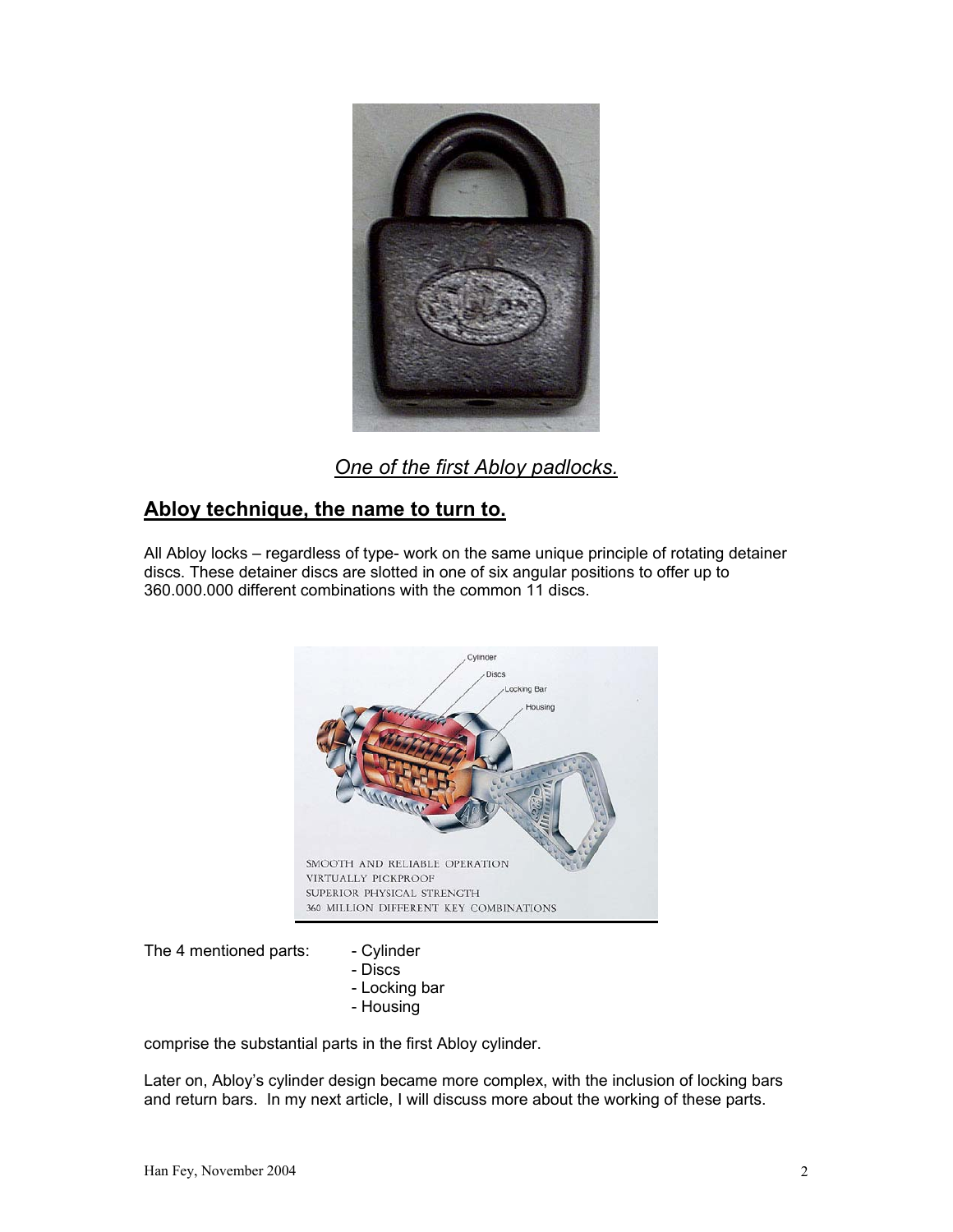*One of the first Abloy padlocks.*

## Abloy technique, the name to turn to.

All Abloy locks – regardless of type- work on the same unique principle of rotating detainer discs. These detainer discs are slotted in one of six angular positions to offer up to 360.000.000 different combinations with the common 11 discs.

The 4 mentioned parts:
- Cylinder
- Discs
- Locking bar
- Housing

comprise the substantial parts in the first Abloy cylinder.

Later on, Abloy's cylinder design became more complex, with the inclusion of locking bars and return bars. In my next article, I will discuss more about the working of these parts.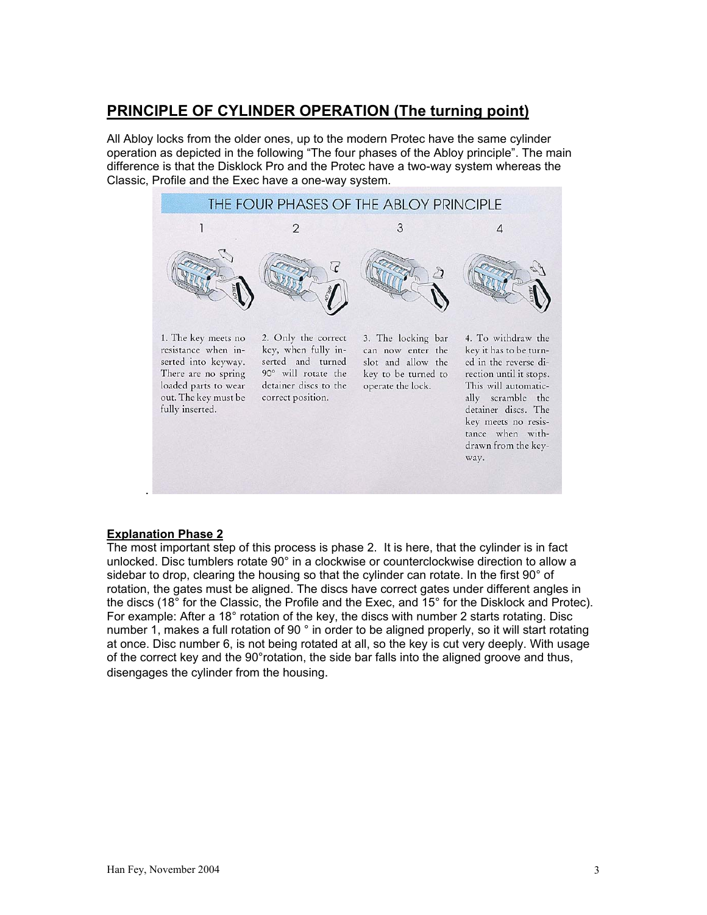## PRINCIPLE OF CYLINDER OPERATION (The turning point)

All Abloy locks from the older ones, up to the modern Protec have the same cylinder operation as depicted in the following "The four phases of the Abloy principle". The main difference is that the Disklock Pro and the Protec have a two-way system whereas the Classic, Profile and the Exec have a one-way system.

THE FOUR PHASES OF THE ABLOY PRINCIPLE

1. The key meets no resistance when inserted into keyway. There are no spring loaded parts to wear out. The key must be fully inserted.

2. Only the correct key, when fully inserted and turned 90° will rotate the detainer discs to the correct position.

3. The locking bar can now enter the slot and allow the key to be turned to operate the lock.

4. To withdraw the key it has to be turned in the reverse direction until it stops. This will automatically scramble the detainer discs. The key meets no resistance when withdrawn from the keyway.

### Explanation Phase 2

The most important step of this process is phase 2. It is here, that the cylinder is in fact unlocked. Disc tumblers rotate 90° in a clockwise or counterclockwise direction to allow a sidebar to drop, clearing the housing so that the cylinder can rotate. In the first 90° of rotation, the gates must be aligned. The discs have correct gates under different angles in the discs (18° for the Classic, the Profile and the Exec, and 15° for the Disklock and Protec). For example: After a 18° rotation of the key, the discs with number 2 starts rotating. Disc number 1, makes a full rotation of 90 ° in order to be aligned properly, so it will start rotating at once. Disc number 6, is not being rotated at all, so the key is cut very deeply. With usage of the correct key and the 90°rotation, the side bar falls into the aligned groove and thus, disengages the cylinder from the housing.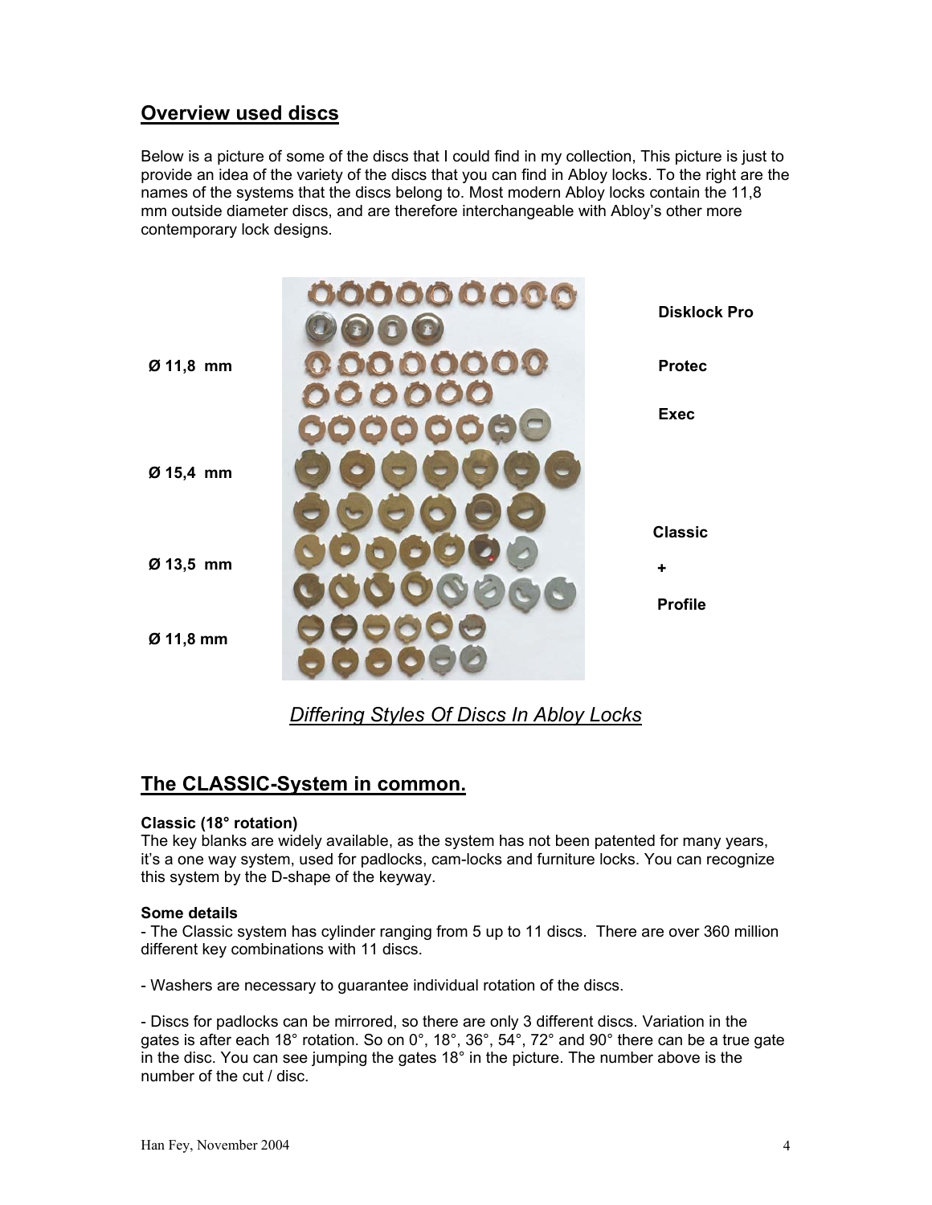## Overview used discs

Below is a picture of some of the discs that I could find in my collection, This picture is just to provide an idea of the variety of the discs that you can find in Abloy locks. To the right are the names of the systems that the discs belong to. Most modern Abloy locks contain the 11,8 mm outside diameter discs, and are therefore interchangeable with Abloy's other more contemporary lock designs.

Ø 11,8 mm

Ø 15,4 mm

Ø 13,5 mm

Ø 11,8 mm

**Disklock Pro**

**Protec**

**Exec**

**Classic**

**+**

**Profile**

*Differing Styles Of Discs In Abloy Locks*

## The CLASSIC-System in common.

**Classic (18° rotation)**

The key blanks are widely available, as the system has not been patented for many years, it's a one way system, used for padlocks, cam-locks and furniture locks. You can recognize this system by the D-shape of the keyway.

**Some details**

- The Classic system has cylinder ranging from 5 up to 11 discs. There are over 360 million different key combinations with 11 discs.

- Washers are necessary to guarantee individual rotation of the discs.

- Discs for padlocks can be mirrored, so there are only 3 different discs. Variation in the gates is after each 18° rotation. So on 0°, 18°, 36°, 54°, 72° and 90° there can be a true gate in the disc. You can see jumping the gates 18° in the picture. The number above is the number of the cut / disc.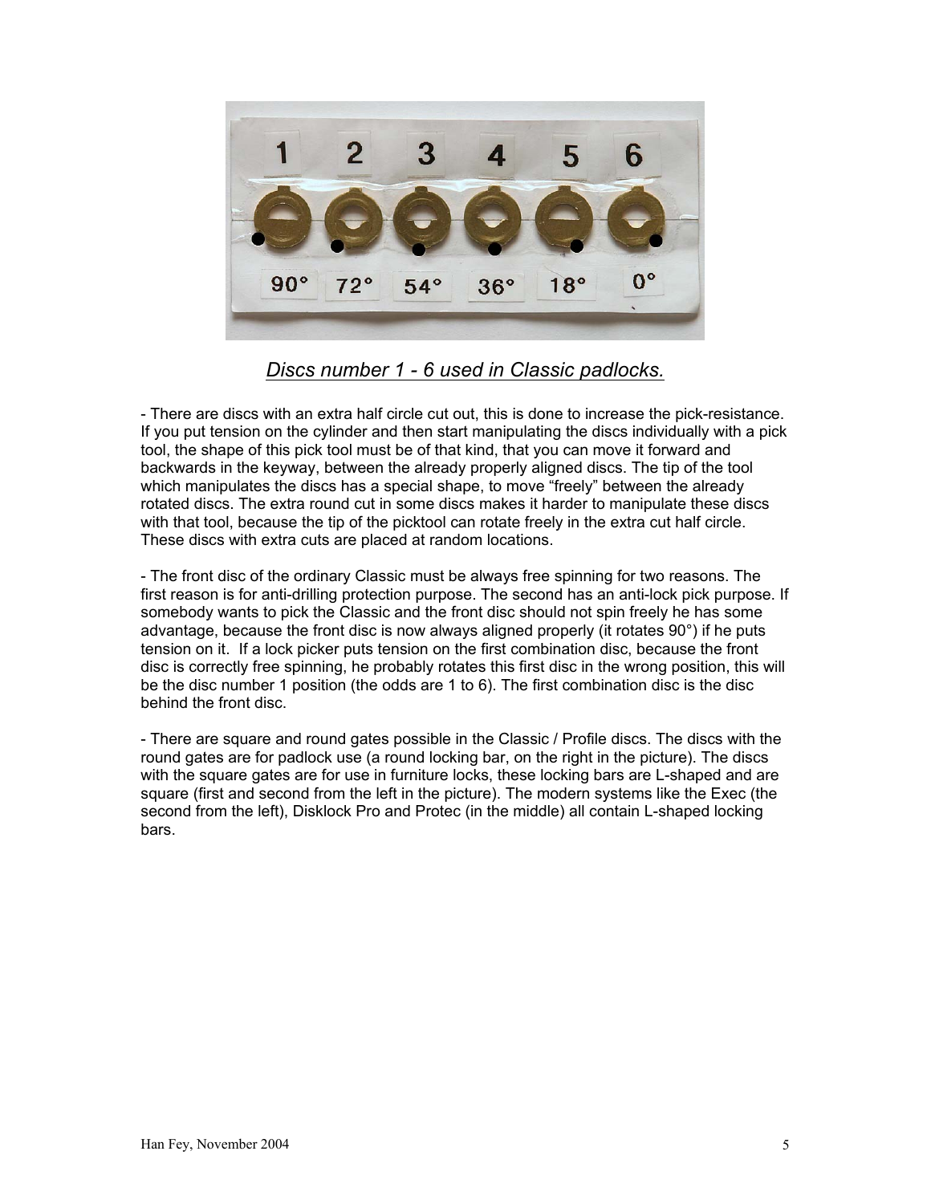*Discs number 1 - 6 used in Classic padlocks.*

- There are discs with an extra half circle cut out, this is done to increase the pick-resistance. If you put tension on the cylinder and then start manipulating the discs individually with a pick tool, the shape of this pick tool must be of that kind, that you can move it forward and backwards in the keyway, between the already properly aligned discs. The tip of the tool which manipulates the discs has a special shape, to move "freely" between the already rotated discs. The extra round cut in some discs makes it harder to manipulate these discs with that tool, because the tip of the picktool can rotate freely in the extra cut half circle. These discs with extra cuts are placed at random locations.

- The front disc of the ordinary Classic must be always free spinning for two reasons. The first reason is for anti-drilling protection purpose. The second has an anti-lock pick purpose. If somebody wants to pick the Classic and the front disc should not spin freely he has some advantage, because the front disc is now always aligned properly (it rotates 90°) if he puts tension on it. If a lock picker puts tension on the first combination disc, because the front disc is correctly free spinning, he probably rotates this first disc in the wrong position, this will be the disc number 1 position (the odds are 1 to 6). The first combination disc is the disc behind the front disc.

- There are square and round gates possible in the Classic / Profile discs. The discs with the round gates are for padlock use (a round locking bar, on the right in the picture). The discs with the square gates are for use in furniture locks, these locking bars are L-shaped and are square (first and second from the left in the picture). The modern systems like the Exec (the second from the left), Disklock Pro and Protec (in the middle) all contain L-shaped locking bars.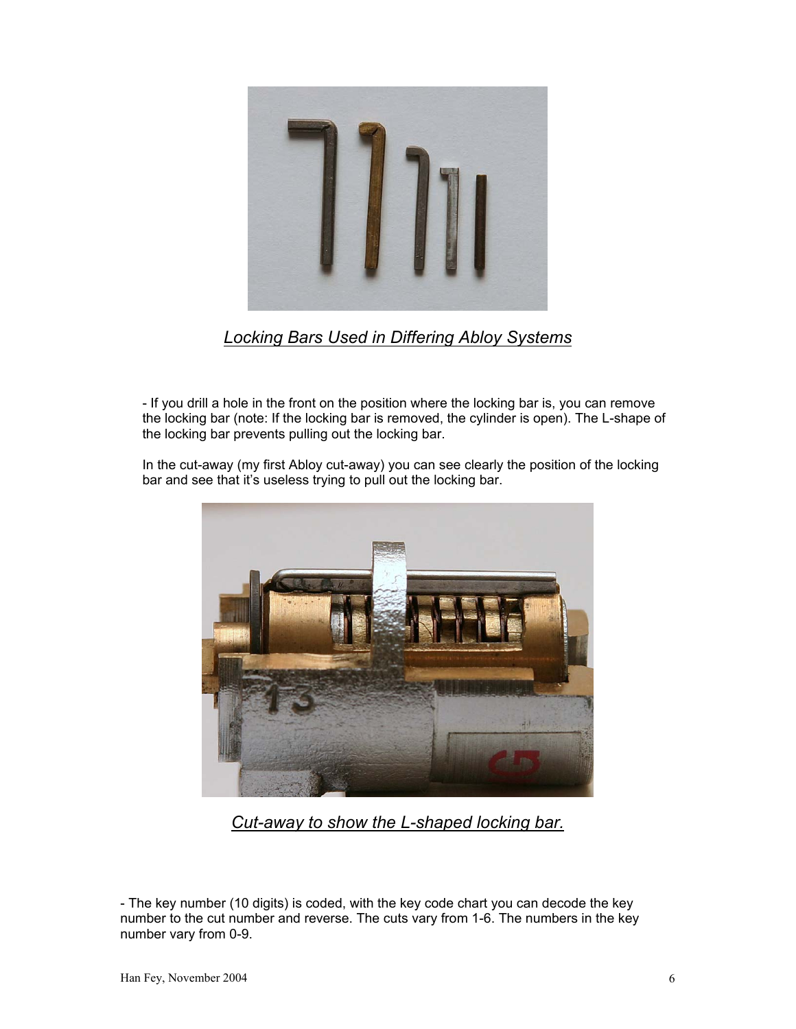*Locking Bars Used in Differing Abloy Systems*

- If you drill a hole in the front on the position where the locking bar is, you can remove the locking bar (note: If the locking bar is removed, the cylinder is open). The L-shape of the locking bar prevents pulling out the locking bar.

In the cut-away (my first Abloy cut-away) you can see clearly the position of the locking bar and see that it's useless trying to pull out the locking bar.

*Cut-away to show the L-shaped locking bar.*

- The key number (10 digits) is coded, with the key code chart you can decode the key number to the cut number and reverse. The cuts vary from 1-6. The numbers in the key number vary from 0-9.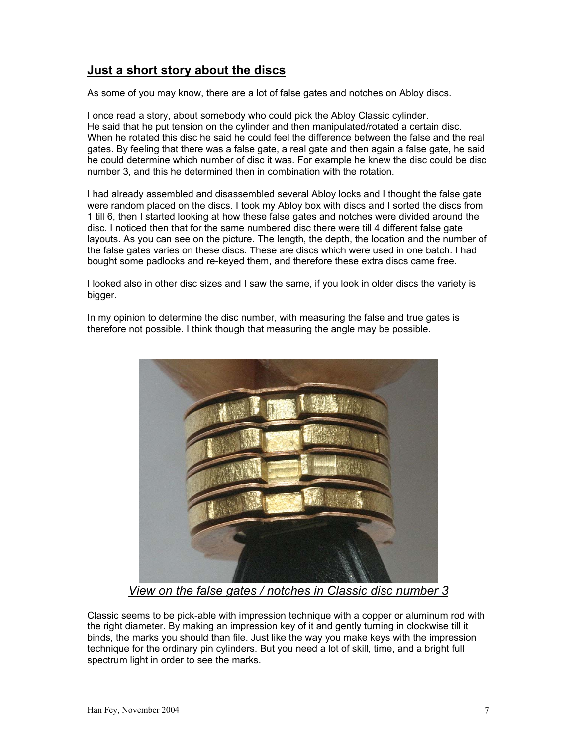## **Just a short story about the discs**

As some of you may know, there are a lot of false gates and notches on Abloy discs.

I once read a story, about somebody who could pick the Abloy Classic cylinder.
He said that he put tension on the cylinder and then manipulated/rotated a certain disc. When he rotated this disc he said he could feel the difference between the false and the real gates. By feeling that there was a false gate, a real gate and then again a false gate, he said he could determine which number of disc it was. For example he knew the disc could be disc number 3, and this he determined then in combination with the rotation.

I had already assembled and disassembled several Abloy locks and I thought the false gate were random placed on the discs. I took my Abloy box with discs and I sorted the discs from 1 till 6, then I started looking at how these false gates and notches were divided around the disc. I noticed then that for the same numbered disc there were till 4 different false gate layouts. As you can see on the picture. The length, the depth, the location and the number of the false gates varies on these discs. These are discs which were used in one batch. I had bought some padlocks and re-keyed them, and therefore these extra discs came free.

I looked also in other disc sizes and I saw the same, if you look in older discs the variety is bigger.

In my opinion to determine the disc number, with measuring the false and true gates is therefore not possible. I think though that measuring the angle may be possible.

*View on the false gates / notches in Classic disc number 3*

Classic seems to be pick-able with impression technique with a copper or aluminum rod with the right diameter. By making an impression key of it and gently turning in clockwise till it binds, the marks you should than file. Just like the way you make keys with the impression technique for the ordinary pin cylinders. But you need a lot of skill, time, and a bright full spectrum light in order to see the marks.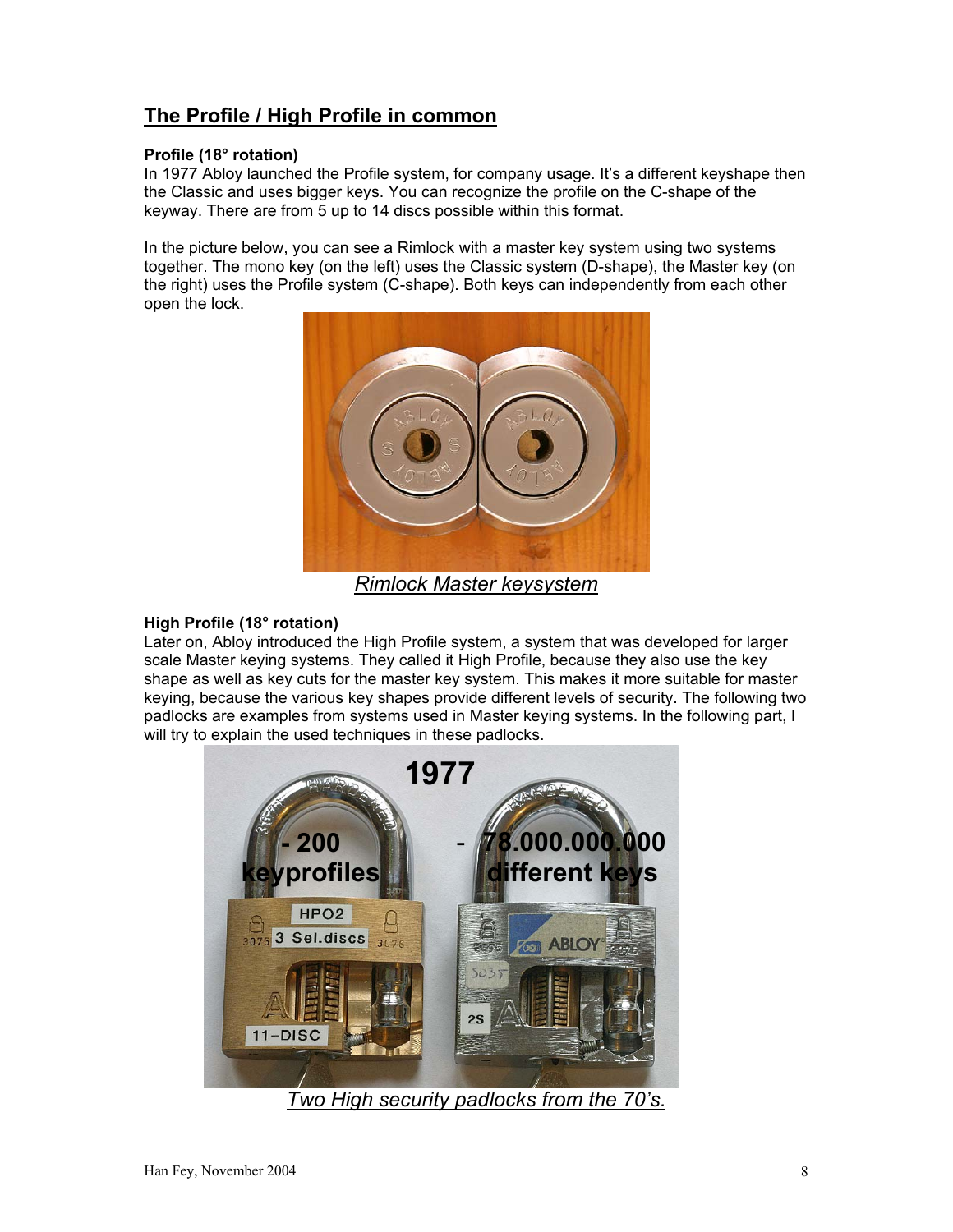## The Profile / High Profile in common

**Profile (18° rotation)**
In 1977 Abloy launched the Profile system, for company usage. It's a different keyshape then the Classic and uses bigger keys. You can recognize the profile on the C-shape of the keyway. There are from 5 up to 14 discs possible within this format.

In the picture below, you can see a Rimlock with a master key system using two systems together. The mono key (on the left) uses the Classic system (D-shape), the Master key (on the right) uses the Profile system (C-shape). Both keys can independently from each other open the lock.

*Rimlock Master keysystem*

**High Profile (18° rotation)**
Later on, Abloy introduced the High Profile system, a system that was developed for larger scale Master keying systems. They called it High Profile, because they also use the key shape as well as key cuts for the master key system. This makes it more suitable for master keying, because the various key shapes provide different levels of security. The following two padlocks are examples from systems used in Master keying systems. In the following part, I will try to explain the used techniques in these padlocks.

*Two High security padlocks from the 70's.*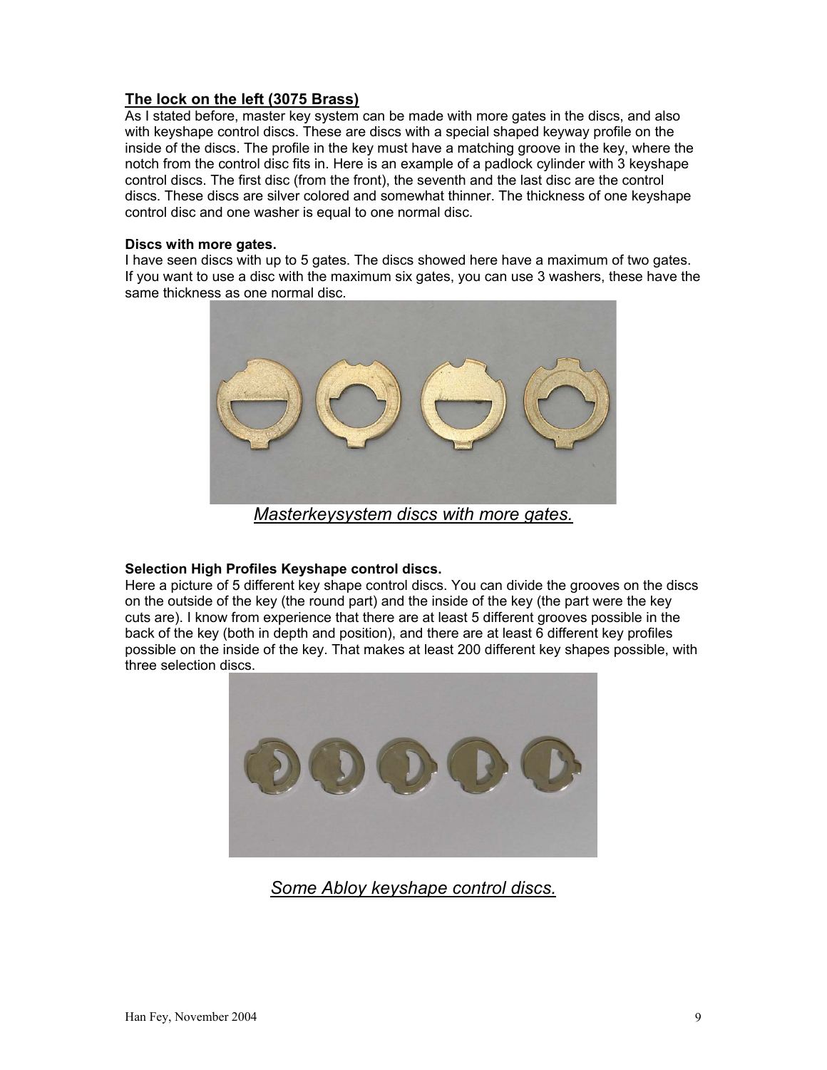## The lock on the left (3075 Brass)

As I stated before, master key system can be made with more gates in the discs, and also with keyshape control discs. These are discs with a special shaped keyway profile on the inside of the discs. The profile in the key must have a matching groove in the key, where the notch from the control disc fits in. Here is an example of a padlock cylinder with 3 keyshape control discs. The first disc (from the front), the seventh and the last disc are the control discs. These discs are silver colored and somewhat thinner. The thickness of one keyshape control disc and one washer is equal to one normal disc.

### Discs with more gates.

I have seen discs with up to 5 gates. The discs showed here have a maximum of two gates. If you want to use a disc with the maximum six gates, you can use 3 washers, these have the same thickness as one normal disc.

*Masterkeysystem discs with more gates.*

### Selection High Profiles Keyshape control discs.

Here a picture of 5 different key shape control discs. You can divide the grooves on the discs on the outside of the key (the round part) and the inside of the key (the part were the key cuts are). I know from experience that there are at least 5 different grooves possible in the back of the key (both in depth and position), and there are at least 6 different key profiles possible on the inside of the key. That makes at least 200 different key shapes possible, with three selection discs.

*Some Abloy keyshape control discs.*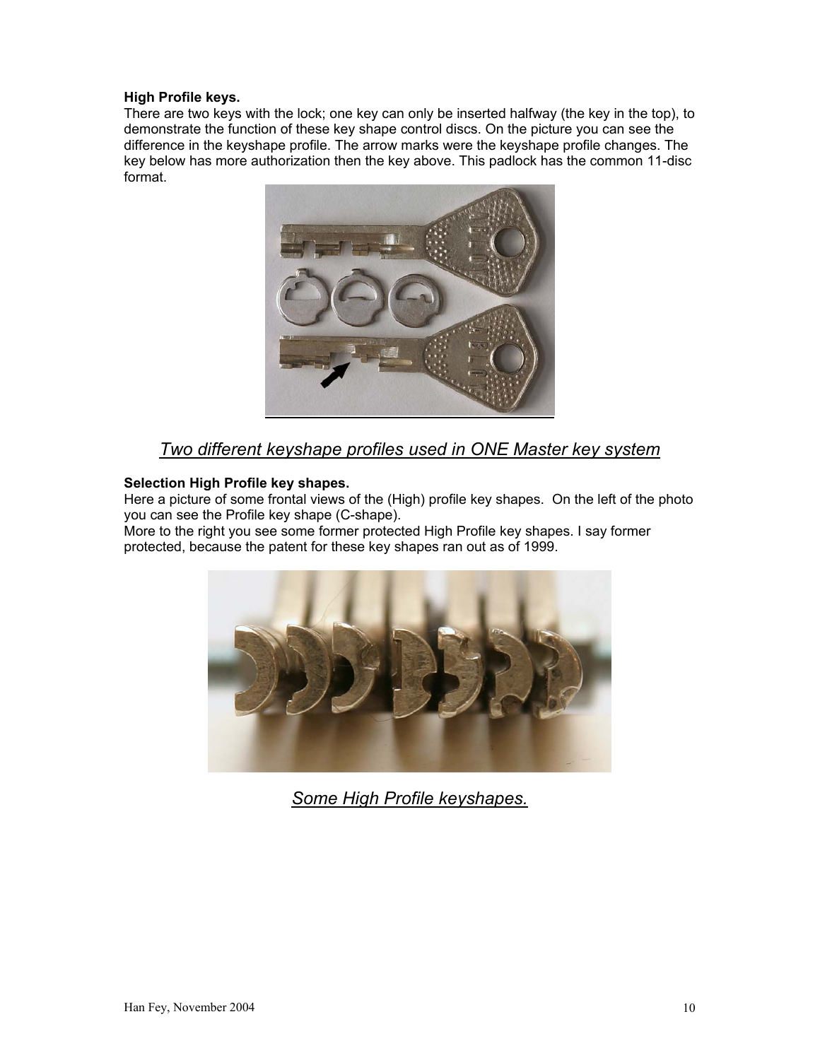**High Profile keys.**
There are two keys with the lock; one key can only be inserted halfway (the key in the top), to demonstrate the function of these key shape control discs. On the picture you can see the difference in the keyshape profile. The arrow marks were the keyshape profile changes. The key below has more authorization then the key above. This padlock has the common 11-disc format.

*Two different keyshape profiles used in ONE Master key system*

**Selection High Profile key shapes.**
Here a picture of some frontal views of the (High) profile key shapes. On the left of the photo you can see the Profile key shape (C-shape).
More to the right you see some former protected High Profile key shapes. I say former protected, because the patent for these key shapes ran out as of 1999.

*Some High Profile keyshapes.*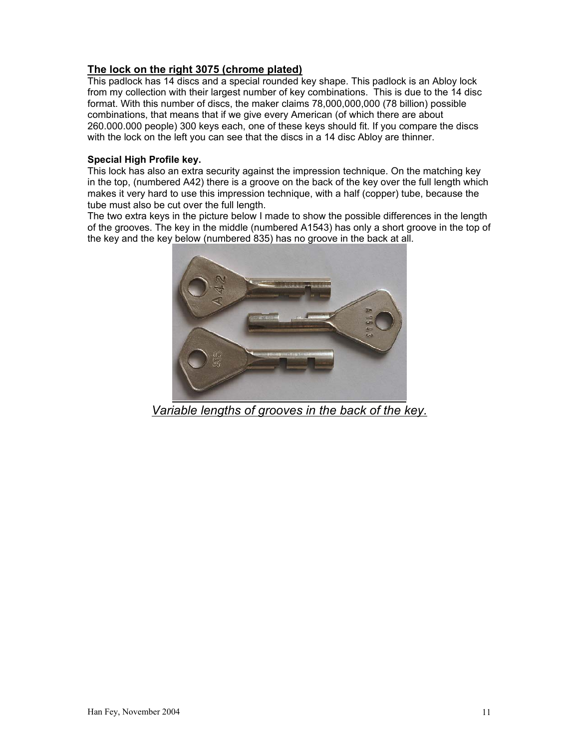## The lock on the right 3075 (chrome plated)

This padlock has 14 discs and a special rounded key shape. This padlock is an Abloy lock from my collection with their largest number of key combinations. This is due to the 14 disc format. With this number of discs, the maker claims 78,000,000,000 (78 billion) possible combinations, that means that if we give every American (of which there are about 260.000.000 people) 300 keys each, one of these keys should fit. If you compare the discs with the lock on the left you can see that the discs in a 14 disc Abloy are thinner.

**Special High Profile key.**

This lock has also an extra security against the impression technique. On the matching key in the top, (numbered A42) there is a groove on the back of the key over the full length which makes it very hard to use this impression technique, with a half (copper) tube, because the tube must also be cut over the full length.

The two extra keys in the picture below I made to show the possible differences in the length of the grooves. The key in the middle (numbered A1543) has only a short groove in the top of the key and the key below (numbered 835) has no groove in the back at all.

*Variable lengths of grooves in the back of the key.*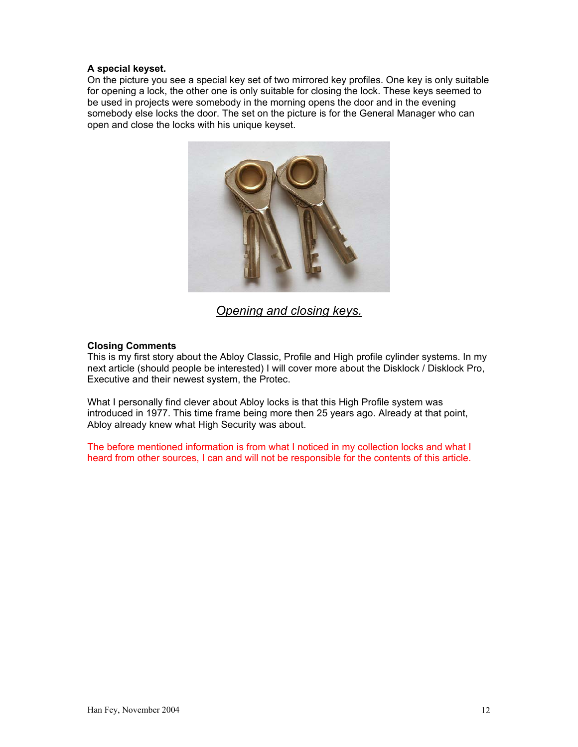**A special keyset.**
On the picture you see a special key set of two mirrored key profiles. One key is only suitable for opening a lock, the other one is only suitable for closing the lock. These keys seemed to be used in projects were somebody in the morning opens the door and in the evening somebody else locks the door. The set on the picture is for the General Manager who can open and close the locks with his unique keyset.

*Opening and closing keys.*

**Closing Comments**
This is my first story about the Abloy Classic, Profile and High profile cylinder systems. In my next article (should people be interested) I will cover more about the Disklock / Disklock Pro, Executive and their newest system, the Protec.

What I personally find clever about Abloy locks is that this High Profile system was introduced in 1977. This time frame being more then 25 years ago. Already at that point, Abloy already knew what High Security was about.

The before mentioned information is from what I noticed in my collection locks and what I heard from other sources, I can and will not be responsible for the contents of this article.